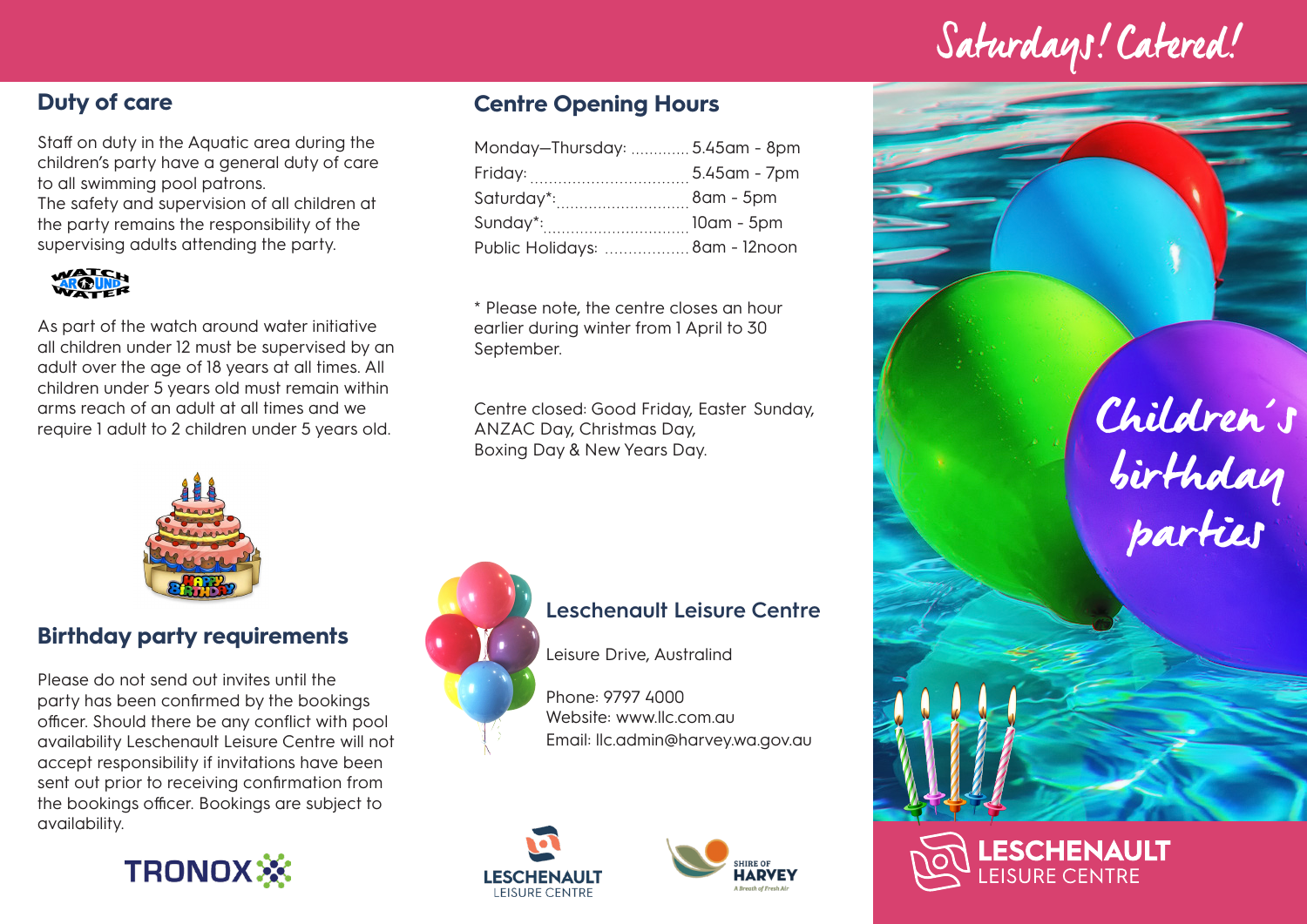## Duty of care

Staff on duty in the Aquatic area during the children's party have a general duty of care to all swimming pool patrons.
The safety and supervision of all children at the party remains the responsibility of the supervising adults attending the party.

As part of the watch around water initiative all children under 12 must be supervised by an adult over the age of 18 years at all times. All children under 5 years old must remain within arms reach of an adult at all times and we require 1 adult to 2 children under 5 years old.

## Birthday party requirements

Please do not send out invites until the party has been confirmed by the bookings officer. Should there be any conflict with pool availability Leschenault Leisure Centre will not accept responsibility if invitations have been sent out prior to receiving confirmation from the bookings officer. Bookings are subject to availability.

## Centre Opening Hours

| | |
|---|---|
| Monday–Thursday: | 5.45am - 8pm |
| Friday: | 5.45am - 7pm |
| Saturday*: | 8am - 5pm |
| Sunday*: | 10am - 5pm |
| Public Holidays: | 8am - 12noon |

* Please note, the centre closes an hour earlier during winter from 1 April to 30 September.

Centre closed: Good Friday, Easter Sunday, ANZAC Day, Christmas Day, Boxing Day & New Years Day.

### Leschenault Leisure Centre

Leisure Drive, Australind

Phone: 9797 4000
Website: www.llc.com.au
Email: llc.admin@harvey.wa.gov.au

Saturdays! Catered!

# Children's birthday parties

LESCHENAULT LEISURE CENTRE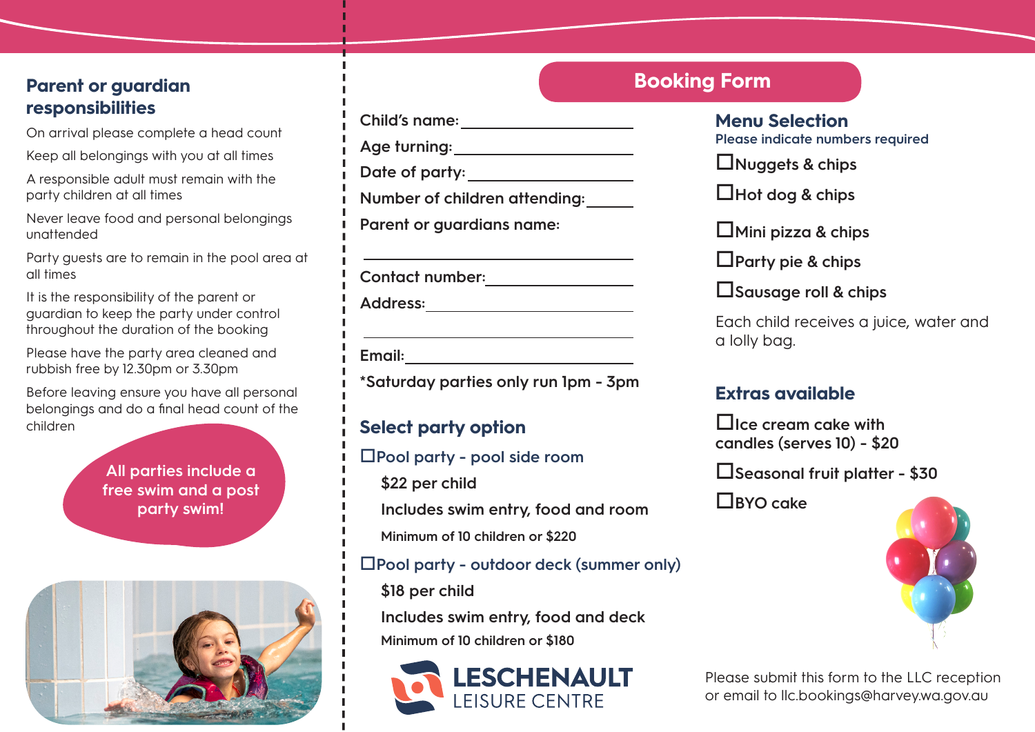## Parent or guardian responsibilities

On arrival please complete a head count

Keep all belongings with you at all times

A responsible adult must remain with the party children at all times

Never leave food and personal belongings unattended

Party guests are to remain in the pool area at all times

It is the responsibility of the parent or guardian to keep the party under control throughout the duration of the booking

Please have the party area cleaned and rubbish free by 12.30pm or 3.30pm

Before leaving ensure you have all personal belongings and do a final head count of the children

**All parties include a free swim and a post party swim!**

## Booking Form

**Child's name:** ____________________

**Age turning:** ____________________

**Date of party:** ____________________

**Number of children attending:** ______

**Parent or guardians name:**

____________________

**Contact number:** ____________________

**Address:** ____________________

____________________

**Email:** ____________________

**\*Saturday parties only run 1pm - 3pm**

### Select party option

☐ **Pool party - pool side room**

**$22 per child**

**Includes swim entry, food and room**

**Minimum of 10 children or $220**

☐ **Pool party - outdoor deck (summer only)**

**$18 per child**

**Includes swim entry, food and deck**

**Minimum of 10 children or $180**

**LESCHENAULT** LEISURE CENTRE

### Menu Selection

Please indicate numbers required

☐ **Nuggets & chips**

☐ **Hot dog & chips**

☐ **Mini pizza & chips**

☐ **Party pie & chips**

☐ **Sausage roll & chips**

Each child receives a juice, water and a lolly bag.

### Extras available

☐ **Ice cream cake with candles (serves 10) - $20**

☐ **Seasonal fruit platter - $30**

☐ **BYO cake**

Please submit this form to the LLC reception or email to llc.bookings@harvey.wa.gov.au